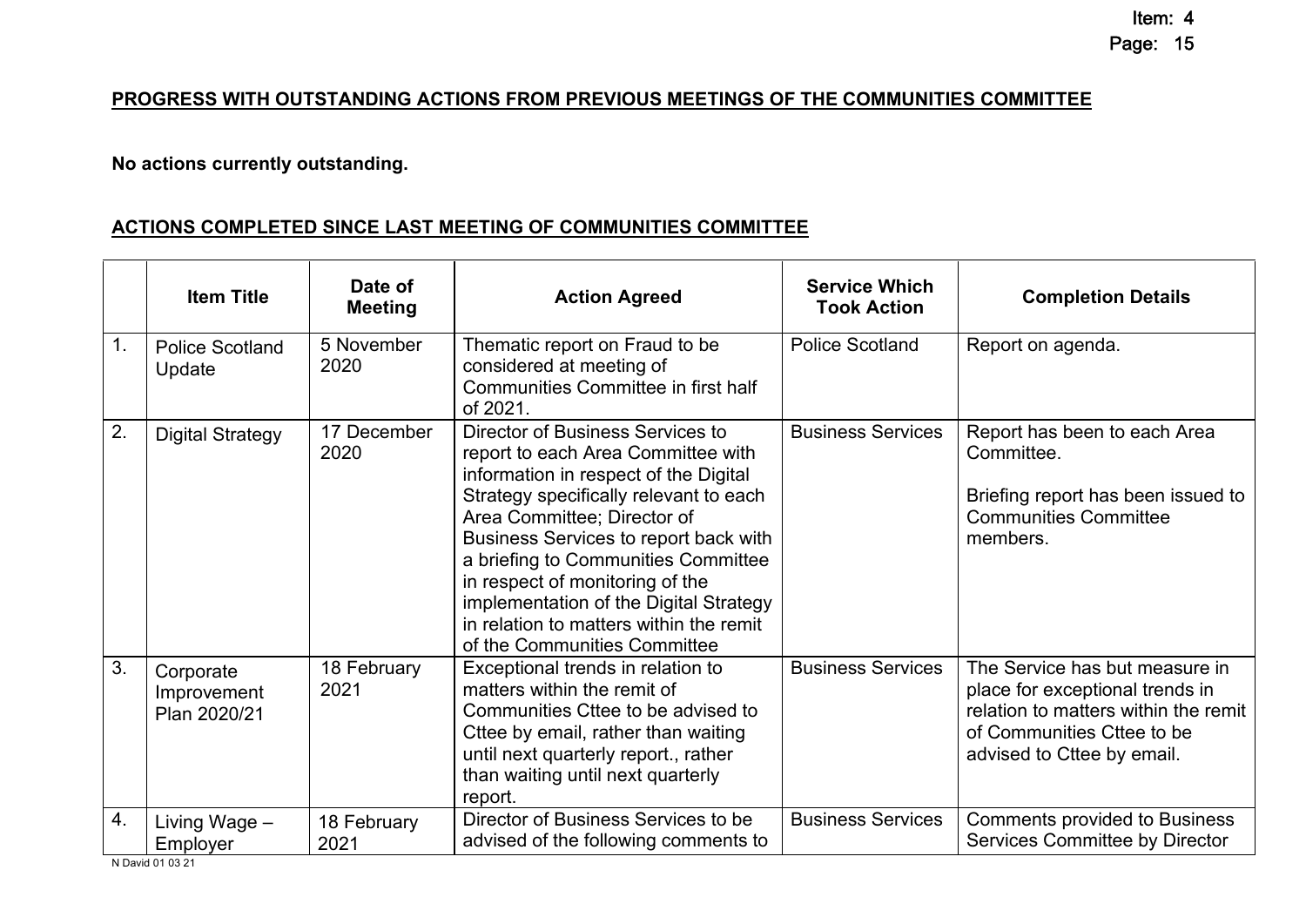## PROGRESS WITH OUTSTANDING ACTIONS FROM PREVIOUS MEETINGS OF THE COMMUNITIES COMMITTEE

**No actions currently outstanding.**

## ACTIONS COMPLETED SINCE LAST MEETING OF COMMUNITIES COMMITTEE

| | Item Title | Date of Meeting | Action Agreed | Service Which Took Action | Completion Details |
|---|---|---|---|---|---|
| 1. | Police Scotland Update | 5 November 2020 | Thematic report on Fraud to be considered at meeting of Communities Committee in first half of 2021. | Police Scotland | Report on agenda. |
| 2. | Digital Strategy | 17 December 2020 | Director of Business Services to report to each Area Committee with information in respect of the Digital Strategy specifically relevant to each Area Committee; Director of Business Services to report back with a briefing to Communities Committee in respect of monitoring of the implementation of the Digital Strategy in relation to matters within the remit of the Communities Committee | Business Services | Report has been to each Area Committee.<br><br>Briefing report has been issued to Communities Committee members. |
| 3. | Corporate Improvement Plan 2020/21 | 18 February 2021 | Exceptional trends in relation to matters within the remit of Communities Cttee to be advised to Cttee by email, rather than waiting until next quarterly report., rather than waiting until next quarterly report. | Business Services | The Service has but measure in place for exceptional trends in relation to matters within the remit of Communities Cttee to be advised to Cttee by email. |
| 4. | Living Wage – Employer | 18 February 2021 | Director of Business Services to be advised of the following comments to | Business Services | Comments provided to Business Services Committee by Director |

N David 01 03 21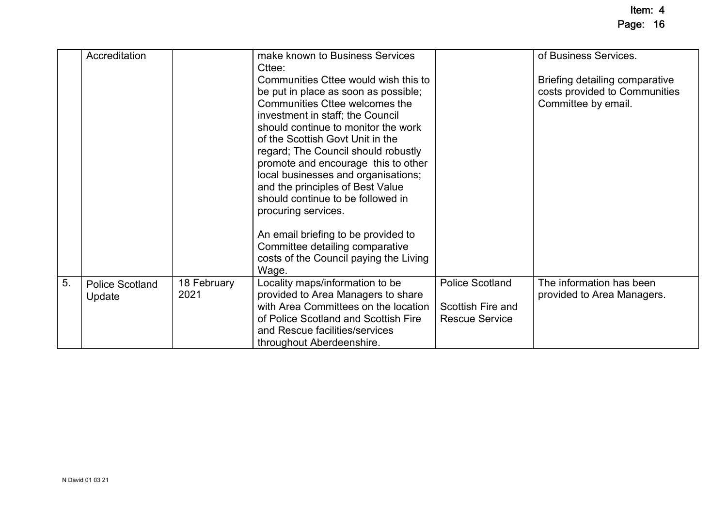| | | | | | |
|---|---|---|---|---|---|
| | Accreditation | | make known to Business Services Cttee:<br>Communities Cttee would wish this to be put in place as soon as possible; Communities Cttee welcomes the investment in staff; the Council should continue to monitor the work of the Scottish Govt Unit in the regard; The Council should robustly promote and encourage this to other local businesses and organisations; and the principles of Best Value should continue to be followed in procuring services.<br><br>An email briefing to be provided to Committee detailing comparative costs of the Council paying the Living Wage. | | of Business Services.<br><br>Briefing detailing comparative costs provided to Communities Committee by email. |
| 5. | Police Scotland Update | 18 February 2021 | Locality maps/information to be provided to Area Managers to share with Area Committees on the location of Police Scotland and Scottish Fire and Rescue facilities/services throughout Aberdeenshire. | Police Scotland<br><br>Scottish Fire and Rescue Service | The information has been provided to Area Managers. |

N David 01 03 21